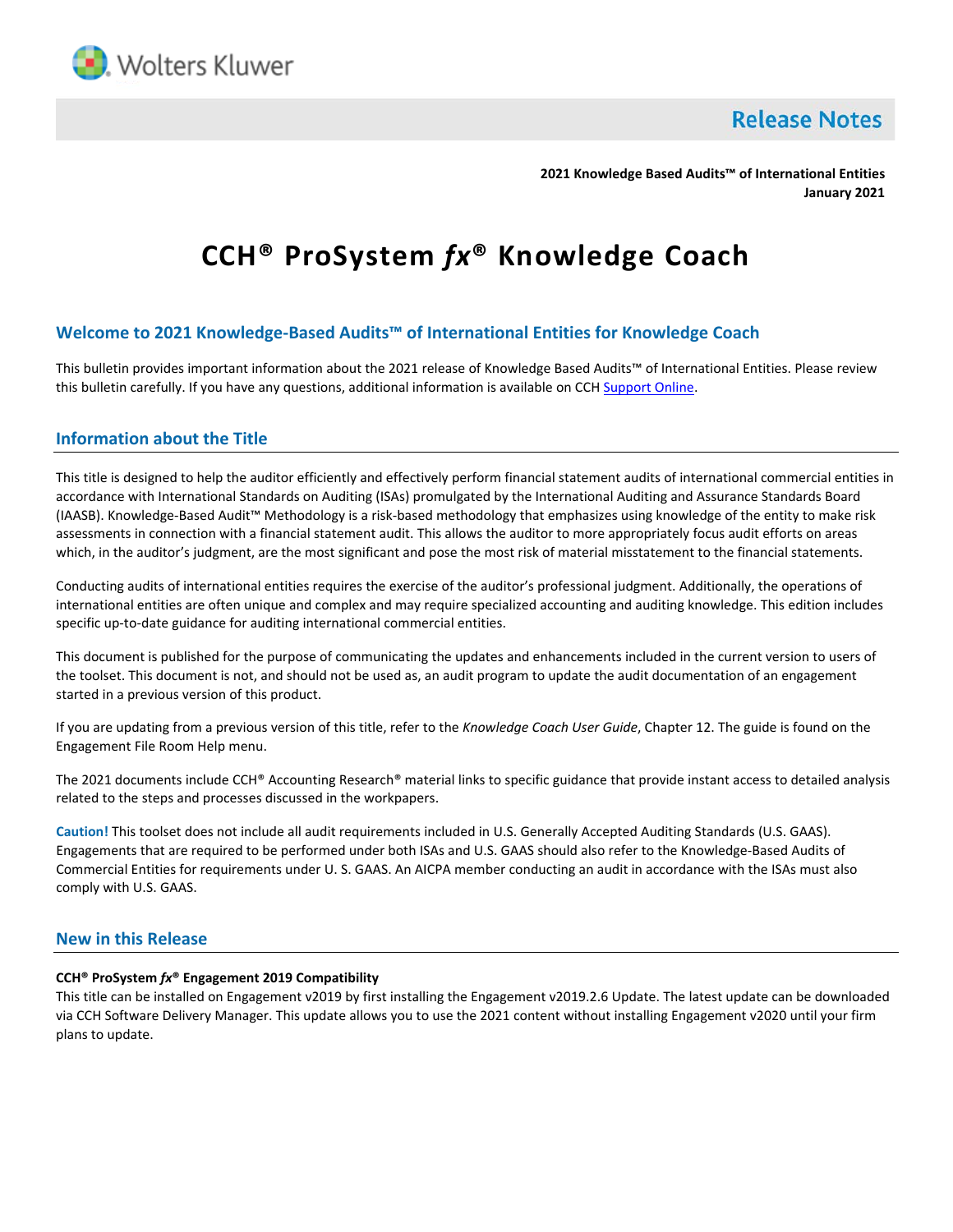Wolters Kluwer

# Release Notes

**2021 Knowledge Based Audits™ of International Entities**
**January 2021**

# CCH® ProSystem *fx*® Knowledge Coach

## Welcome to 2021 Knowledge-Based Audits™ of International Entities for Knowledge Coach

This bulletin provides important information about the 2021 release of Knowledge Based Audits™ of International Entities. Please review this bulletin carefully. If you have any questions, additional information is available on CCH Support Online.

## Information about the Title

This title is designed to help the auditor efficiently and effectively perform financial statement audits of international commercial entities in accordance with International Standards on Auditing (ISAs) promulgated by the International Auditing and Assurance Standards Board (IAASB). Knowledge-Based Audit™ Methodology is a risk-based methodology that emphasizes using knowledge of the entity to make risk assessments in connection with a financial statement audit. This allows the auditor to more appropriately focus audit efforts on areas which, in the auditor's judgment, are the most significant and pose the most risk of material misstatement to the financial statements.

Conducting audits of international entities requires the exercise of the auditor's professional judgment. Additionally, the operations of international entities are often unique and complex and may require specialized accounting and auditing knowledge. This edition includes specific up-to-date guidance for auditing international commercial entities.

This document is published for the purpose of communicating the updates and enhancements included in the current version to users of the toolset. This document is not, and should not be used as, an audit program to update the audit documentation of an engagement started in a previous version of this product.

If you are updating from a previous version of this title, refer to the *Knowledge Coach User Guide*, Chapter 12. The guide is found on the Engagement File Room Help menu.

The 2021 documents include CCH® Accounting Research® material links to specific guidance that provide instant access to detailed analysis related to the steps and processes discussed in the workpapers.

**Caution!** This toolset does not include all audit requirements included in U.S. Generally Accepted Auditing Standards (U.S. GAAS). Engagements that are required to be performed under both ISAs and U.S. GAAS should also refer to the Knowledge-Based Audits of Commercial Entities for requirements under U. S. GAAS. An AICPA member conducting an audit in accordance with the ISAs must also comply with U.S. GAAS.

## New in this Release

**CCH® ProSystem *fx*® Engagement 2019 Compatibility**

This title can be installed on Engagement v2019 by first installing the Engagement v2019.2.6 Update. The latest update can be downloaded via CCH Software Delivery Manager. This update allows you to use the 2021 content without installing Engagement v2020 until your firm plans to update.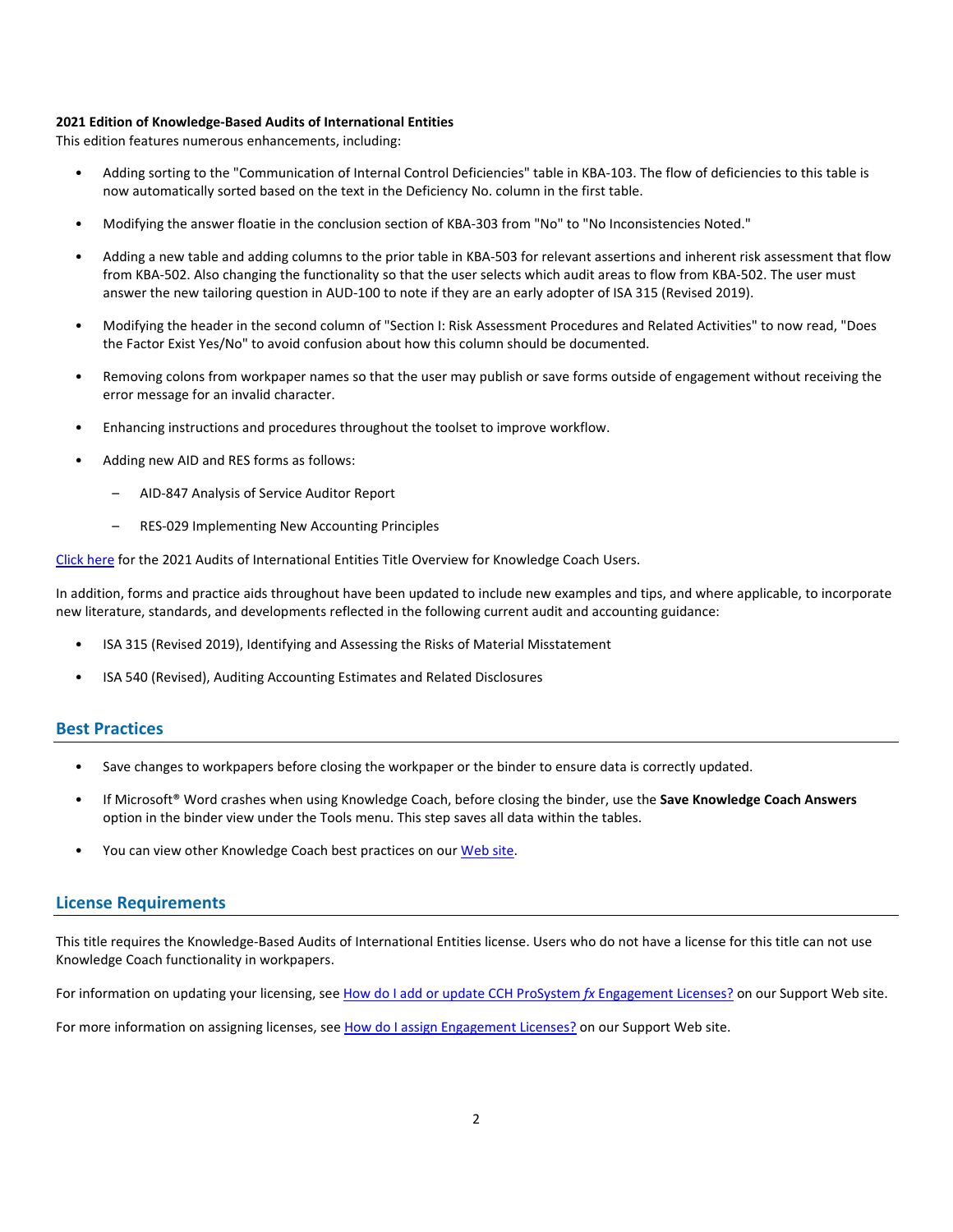**2021 Edition of Knowledge-Based Audits of International Entities**

This edition features numerous enhancements, including:

- Adding sorting to the "Communication of Internal Control Deficiencies" table in KBA-103. The flow of deficiencies to this table is now automatically sorted based on the text in the Deficiency No. column in the first table.
- Modifying the answer floatie in the conclusion section of KBA-303 from "No" to "No Inconsistencies Noted."
- Adding a new table and adding columns to the prior table in KBA-503 for relevant assertions and inherent risk assessment that flow from KBA-502. Also changing the functionality so that the user selects which audit areas to flow from KBA-502. The user must answer the new tailoring question in AUD-100 to note if they are an early adopter of ISA 315 (Revised 2019).
- Modifying the header in the second column of "Section I: Risk Assessment Procedures and Related Activities" to now read, "Does the Factor Exist Yes/No" to avoid confusion about how this column should be documented.
- Removing colons from workpaper names so that the user may publish or save forms outside of engagement without receiving the error message for an invalid character.
- Enhancing instructions and procedures throughout the toolset to improve workflow.
- Adding new AID and RES forms as follows:
  - AID-847 Analysis of Service Auditor Report
  - RES-029 Implementing New Accounting Principles

Click here for the 2021 Audits of International Entities Title Overview for Knowledge Coach Users.

In addition, forms and practice aids throughout have been updated to include new examples and tips, and where applicable, to incorporate new literature, standards, and developments reflected in the following current audit and accounting guidance:

- ISA 315 (Revised 2019), Identifying and Assessing the Risks of Material Misstatement
- ISA 540 (Revised), Auditing Accounting Estimates and Related Disclosures

## Best Practices

- Save changes to workpapers before closing the workpaper or the binder to ensure data is correctly updated.
- If Microsoft® Word crashes when using Knowledge Coach, before closing the binder, use the **Save Knowledge Coach Answers** option in the binder view under the Tools menu. This step saves all data within the tables.
- You can view other Knowledge Coach best practices on our Web site.

## License Requirements

This title requires the Knowledge-Based Audits of International Entities license. Users who do not have a license for this title can not use Knowledge Coach functionality in workpapers.

For information on updating your licensing, see How do I add or update CCH ProSystem *fx* Engagement Licenses? on our Support Web site.

For more information on assigning licenses, see How do I assign Engagement Licenses? on our Support Web site.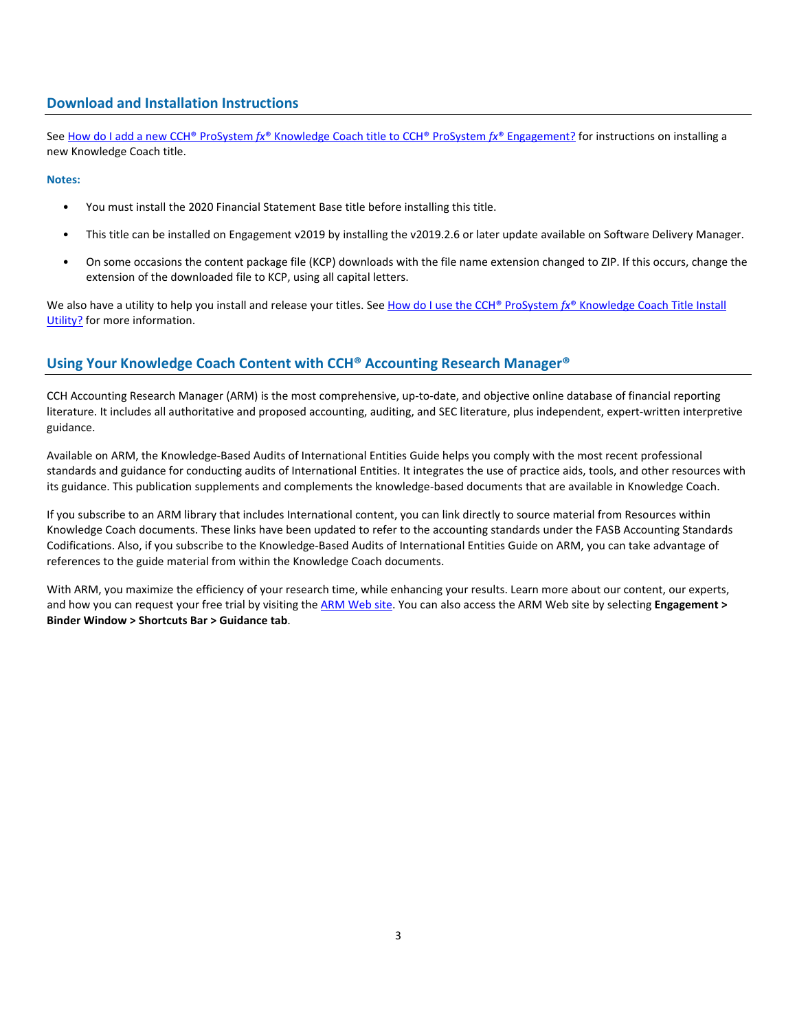## Download and Installation Instructions

See [How do I add a new CCH® ProSystem *fx*® Knowledge Coach title to CCH® ProSystem *fx*® Engagement?]() for instructions on installing a new Knowledge Coach title.

**Notes:**

- You must install the 2020 Financial Statement Base title before installing this title.
- This title can be installed on Engagement v2019 by installing the v2019.2.6 or later update available on Software Delivery Manager.
- On some occasions the content package file (KCP) downloads with the file name extension changed to ZIP. If this occurs, change the extension of the downloaded file to KCP, using all capital letters.

We also have a utility to help you install and release your titles. See [How do I use the CCH® ProSystem *fx*® Knowledge Coach Title Install Utility?]() for more information.

## Using Your Knowledge Coach Content with CCH® Accounting Research Manager®

CCH Accounting Research Manager (ARM) is the most comprehensive, up-to-date, and objective online database of financial reporting literature. It includes all authoritative and proposed accounting, auditing, and SEC literature, plus independent, expert-written interpretive guidance.

Available on ARM, the Knowledge-Based Audits of International Entities Guide helps you comply with the most recent professional standards and guidance for conducting audits of International Entities. It integrates the use of practice aids, tools, and other resources with its guidance. This publication supplements and complements the knowledge-based documents that are available in Knowledge Coach.

If you subscribe to an ARM library that includes International content, you can link directly to source material from Resources within Knowledge Coach documents. These links have been updated to refer to the accounting standards under the FASB Accounting Standards Codifications. Also, if you subscribe to the Knowledge-Based Audits of International Entities Guide on ARM, you can take advantage of references to the guide material from within the Knowledge Coach documents.

With ARM, you maximize the efficiency of your research time, while enhancing your results. Learn more about our content, our experts, and how you can request your free trial by visiting the [ARM Web site](). You can also access the ARM Web site by selecting **Engagement > Binder Window > Shortcuts Bar > Guidance tab**.